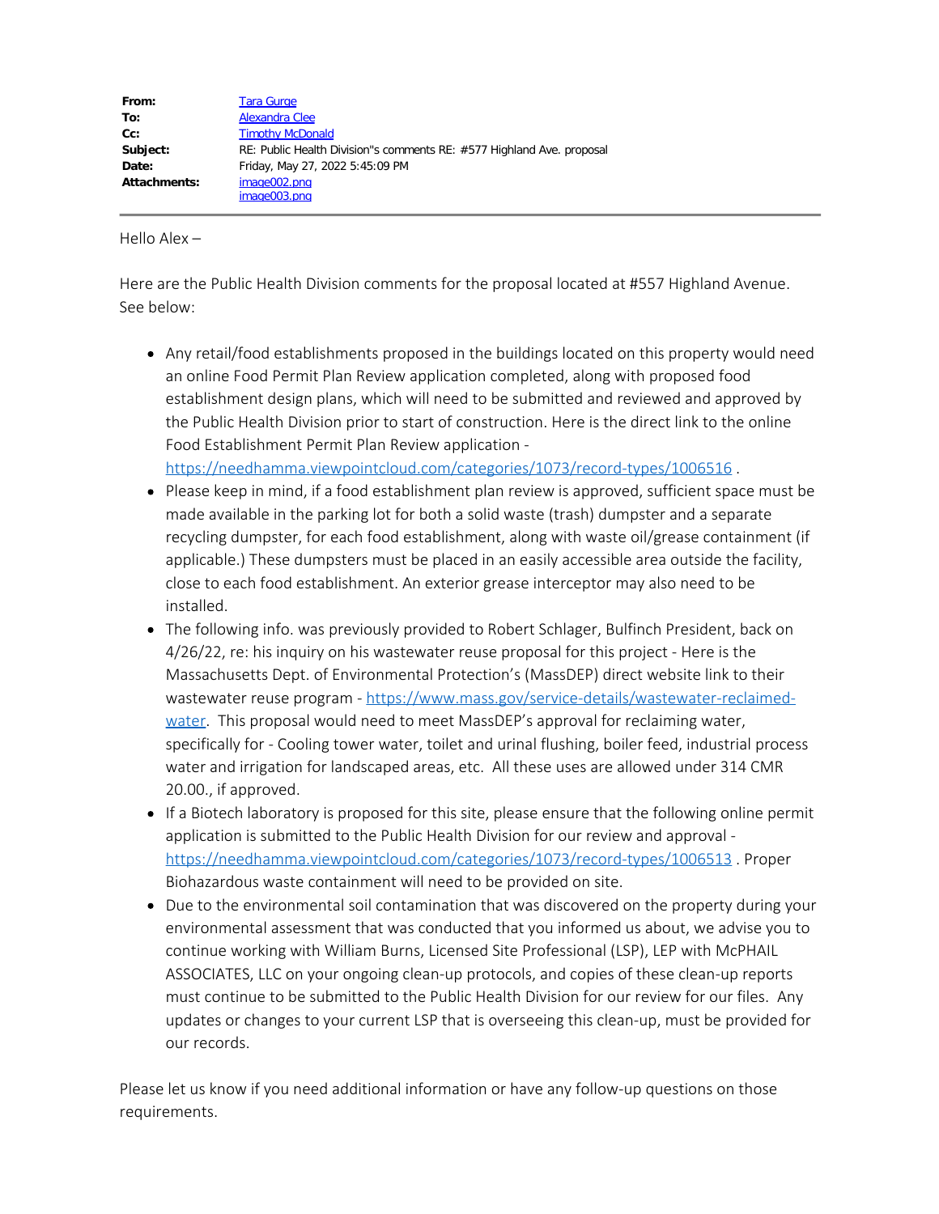| | |
|---|---|
| **From:** | Tara Gurge |
| **To:** | Alexandra Clee |
| **Cc:** | Timothy McDonald |
| **Subject:** | RE: Public Health Division"s comments RE: #577 Highland Ave. proposal |
| **Date:** | Friday, May 27, 2022 5:45:09 PM |
| **Attachments:** | image002.png<br>image003.png |

---

Hello Alex –

Here are the Public Health Division comments for the proposal located at #557 Highland Avenue. See below:

- Any retail/food establishments proposed in the buildings located on this property would need an online Food Permit Plan Review application completed, along with proposed food establishment design plans, which will need to be submitted and reviewed and approved by the Public Health Division prior to start of construction. Here is the direct link to the online Food Establishment Permit Plan Review application - https://needhamma.viewpointcloud.com/categories/1073/record-types/1006516 .
- Please keep in mind, if a food establishment plan review is approved, sufficient space must be made available in the parking lot for both a solid waste (trash) dumpster and a separate recycling dumpster, for each food establishment, along with waste oil/grease containment (if applicable.) These dumpsters must be placed in an easily accessible area outside the facility, close to each food establishment. An exterior grease interceptor may also need to be installed.
- The following info. was previously provided to Robert Schlager, Bulfinch President, back on 4/26/22, re: his inquiry on his wastewater reuse proposal for this project - Here is the Massachusetts Dept. of Environmental Protection's (MassDEP) direct website link to their wastewater reuse program - https://www.mass.gov/service-details/wastewater-reclaimed-water. This proposal would need to meet MassDEP's approval for reclaiming water, specifically for - Cooling tower water, toilet and urinal flushing, boiler feed, industrial process water and irrigation for landscaped areas, etc. All these uses are allowed under 314 CMR 20.00., if approved.
- If a Biotech laboratory is proposed for this site, please ensure that the following online permit application is submitted to the Public Health Division for our review and approval - https://needhamma.viewpointcloud.com/categories/1073/record-types/1006513 . Proper Biohazardous waste containment will need to be provided on site.
- Due to the environmental soil contamination that was discovered on the property during your environmental assessment that was conducted that you informed us about, we advise you to continue working with William Burns, Licensed Site Professional (LSP), LEP with McPHAIL ASSOCIATES, LLC on your ongoing clean-up protocols, and copies of these clean-up reports must continue to be submitted to the Public Health Division for our review for our files. Any updates or changes to your current LSP that is overseeing this clean-up, must be provided for our records.

Please let us know if you need additional information or have any follow-up questions on those requirements.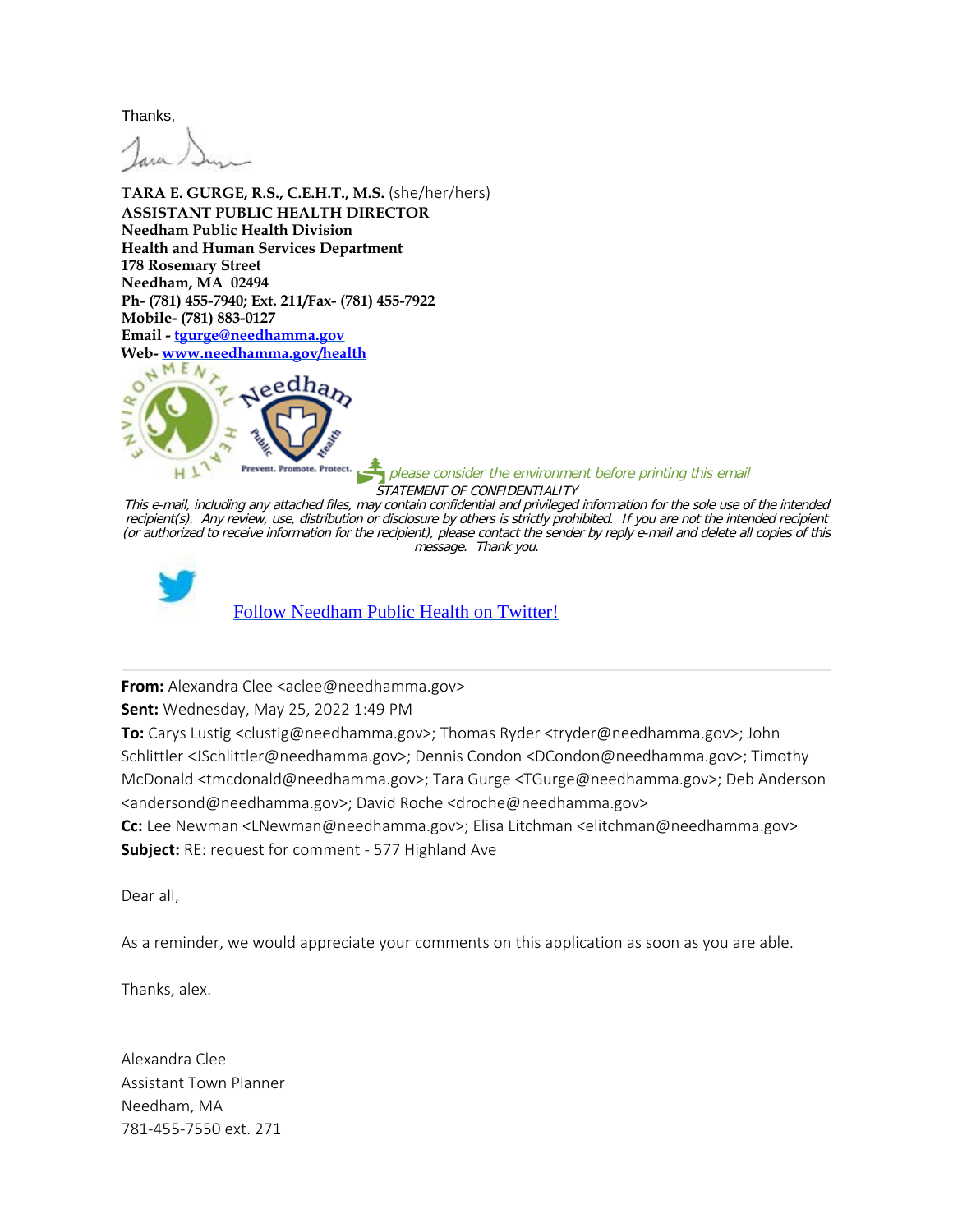Thanks,

**TARA E. GURGE, R.S., C.E.H.T., M.S.** (she/her/hers)
**ASSISTANT PUBLIC HEALTH DIRECTOR**
**Needham Public Health Division**
**Health and Human Services Department**
**178 Rosemary Street**
**Needham, MA 02494**
**Ph- (781) 455-7940; Ext. 211/Fax- (781) 455-7922**
**Mobile- (781) 883-0127**
**Email - [tgurge@needhamma.gov](mailto:tgurge@needhamma.gov)**
**Web- [www.needhamma.gov/health](http://www.needhamma.gov/health)**

*please consider the environment before printing this email*

*STATEMENT OF CONFIDENTIALITY*

*This e-mail, including any attached files, may contain confidential and privileged information for the sole use of the intended recipient(s). Any review, use, distribution or disclosure by others is strictly prohibited. If you are not the intended recipient (or authorized to receive information for the recipient), please contact the sender by reply e-mail and delete all copies of this message. Thank you.*

Follow Needham Public Health on Twitter!

---

**From:** Alexandra Clee <aclee@needhamma.gov>
**Sent:** Wednesday, May 25, 2022 1:49 PM
**To:** Carys Lustig <clustig@needhamma.gov>; Thomas Ryder <tryder@needhamma.gov>; John Schlittler <JSchlittler@needhamma.gov>; Dennis Condon <DCondon@needhamma.gov>; Timothy McDonald <tmcdonald@needhamma.gov>; Tara Gurge <TGurge@needhamma.gov>; Deb Anderson <andersond@needhamma.gov>; David Roche <droche@needhamma.gov>
**Cc:** Lee Newman <LNewman@needhamma.gov>; Elisa Litchman <elitchman@needhamma.gov>
**Subject:** RE: request for comment - 577 Highland Ave

Dear all,

As a reminder, we would appreciate your comments on this application as soon as you are able.

Thanks, alex.

Alexandra Clee
Assistant Town Planner
Needham, MA
781-455-7550 ext. 271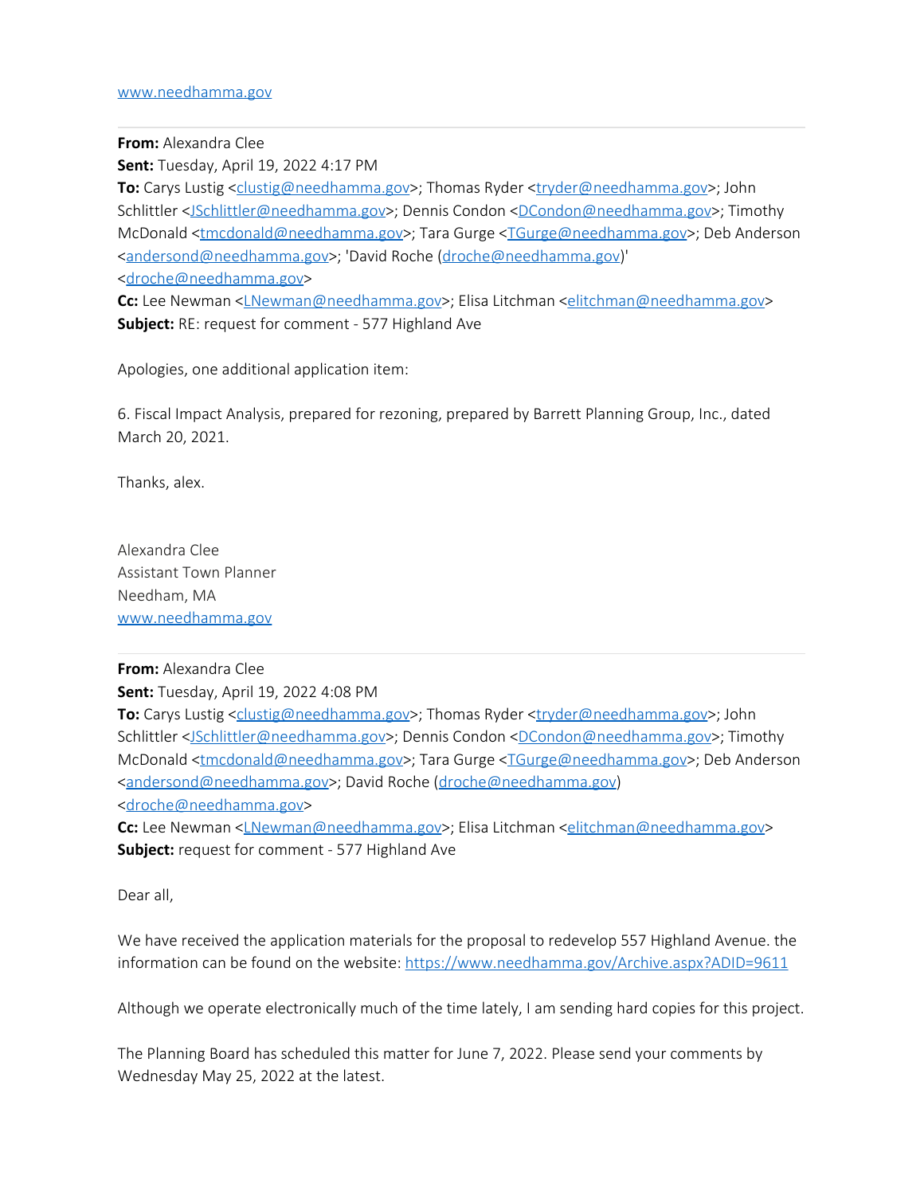www.needhamma.gov

---

**From:** Alexandra Clee
**Sent:** Tuesday, April 19, 2022 4:17 PM
**To:** Carys Lustig <clustig@needhamma.gov>; Thomas Ryder <tryder@needhamma.gov>; John Schlittler <JSchlittler@needhamma.gov>; Dennis Condon <DCondon@needhamma.gov>; Timothy McDonald <tmcdonald@needhamma.gov>; Tara Gurge <TGurge@needhamma.gov>; Deb Anderson <andersond@needhamma.gov>; 'David Roche (droche@needhamma.gov)' <droche@needhamma.gov>
**Cc:** Lee Newman <LNewman@needhamma.gov>; Elisa Litchman <elitchman@needhamma.gov>
**Subject:** RE: request for comment - 577 Highland Ave

Apologies, one additional application item:

6. Fiscal Impact Analysis, prepared for rezoning, prepared by Barrett Planning Group, Inc., dated March 20, 2021.

Thanks, alex.

Alexandra Clee
Assistant Town Planner
Needham, MA
www.needhamma.gov

---

**From:** Alexandra Clee
**Sent:** Tuesday, April 19, 2022 4:08 PM
**To:** Carys Lustig <clustig@needhamma.gov>; Thomas Ryder <tryder@needhamma.gov>; John Schlittler <JSchlittler@needhamma.gov>; Dennis Condon <DCondon@needhamma.gov>; Timothy McDonald <tmcdonald@needhamma.gov>; Tara Gurge <TGurge@needhamma.gov>; Deb Anderson <andersond@needhamma.gov>; David Roche (droche@needhamma.gov) <droche@needhamma.gov>
**Cc:** Lee Newman <LNewman@needhamma.gov>; Elisa Litchman <elitchman@needhamma.gov>
**Subject:** request for comment - 577 Highland Ave

Dear all,

We have received the application materials for the proposal to redevelop 557 Highland Avenue. the information can be found on the website: https://www.needhamma.gov/Archive.aspx?ADID=9611

Although we operate electronically much of the time lately, I am sending hard copies for this project.

The Planning Board has scheduled this matter for June 7, 2022. Please send your comments by Wednesday May 25, 2022 at the latest.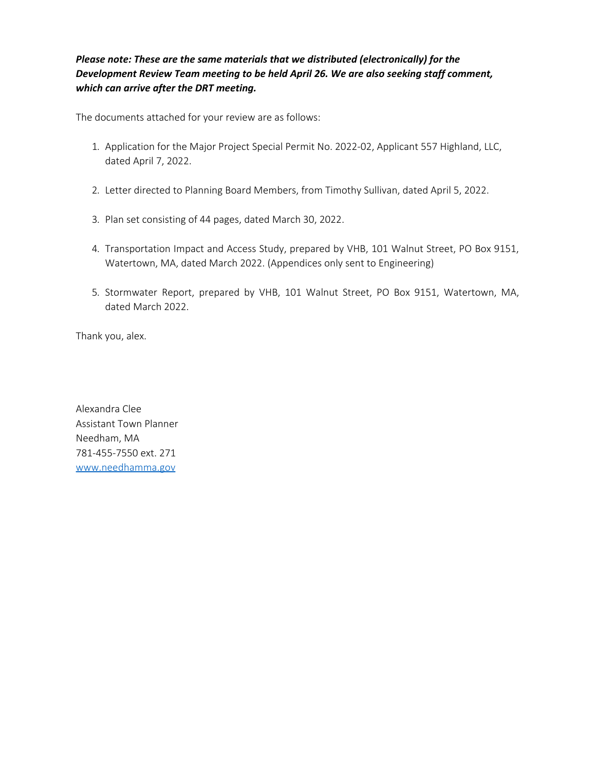***Please note: These are the same materials that we distributed (electronically) for the Development Review Team meeting to be held April 26. We are also seeking staff comment, which can arrive after the DRT meeting.***

The documents attached for your review are as follows:

1. Application for the Major Project Special Permit No. 2022-02, Applicant 557 Highland, LLC, dated April 7, 2022.

2. Letter directed to Planning Board Members, from Timothy Sullivan, dated April 5, 2022.

3. Plan set consisting of 44 pages, dated March 30, 2022.

4. Transportation Impact and Access Study, prepared by VHB, 101 Walnut Street, PO Box 9151, Watertown, MA, dated March 2022. (Appendices only sent to Engineering)

5. Stormwater Report, prepared by VHB, 101 Walnut Street, PO Box 9151, Watertown, MA, dated March 2022.

Thank you, alex.

Alexandra Clee
Assistant Town Planner
Needham, MA
781-455-7550 ext. 271
[www.needhamma.gov](http://www.needhamma.gov)